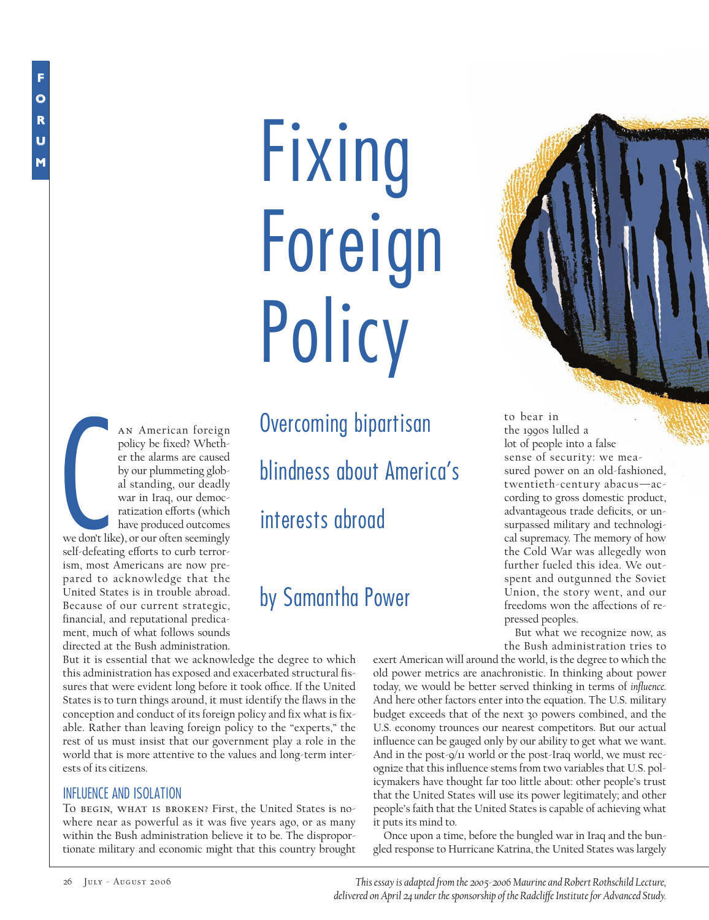FORUM

# Fixing Foreign Policy

## Overcoming bipartisan blindness about America's interests abroad

### by Samantha Power

Can American foreign policy be fixed? Whether the alarms are caused by our plummeting global standing, our deadly war in Iraq, our democratization efforts (which have produced outcomes we don't like), or our often seemingly self-defeating efforts to curb terrorism, most Americans are now prepared to acknowledge that the United States is in trouble abroad. Because of our current strategic, financial, and reputational predicament, much of what follows sounds directed at the Bush administration. But it is essential that we acknowledge the degree to which this administration has exposed and exacerbated structural fissures that were evident long before it took office. If the United States is to turn things around, it must identify the flaws in the conception and conduct of its foreign policy and fix what is fixable. Rather than leaving foreign policy to the "experts," the rest of us must insist that our government play a role in the world that is more attentive to the values and long-term interests of its citizens.

## INFLUENCE AND ISOLATION

To begin, what is broken? First, the United States is nowhere near as powerful as it was five years ago, or as many within the Bush administration believe it to be. The disproportionate military and economic might that this country brought to bear in the 1990s lulled a lot of people into a false sense of security: we measured power on an old-fashioned, twentieth-century abacus—according to gross domestic product, advantageous trade deficits, or unsurpassed military and technological supremacy. The memory of how the Cold War was allegedly won further fueled this idea. We outspent and outgunned the Soviet Union, the story went, and our freedoms won the affections of repressed peoples.

But what we recognize now, as the Bush administration tries to exert American will around the world, is the degree to which the old power metrics are anachronistic. In thinking about power today, we would be better served thinking in terms of *influence*. And here other factors enter into the equation. The U.S. military budget exceeds that of the next 30 powers combined, and the U.S. economy trounces our nearest competitors. But our actual influence can be gauged only by our ability to get what we want. And in the post-9/11 world or the post-Iraq world, we must recognize that this influence stems from two variables that U.S. policymakers have thought far too little about: other people's trust that the United States will use its power legitimately; and other people's faith that the United States is capable of achieving what it puts its mind to.

Once upon a time, before the bungled war in Iraq and the bungled response to Hurricane Katrina, the United States was largely

*This essay is adapted from the 2005-2006 Maurine and Robert Rothschild Lecture, delivered on April 24 under the sponsorship of the Radcliffe Institute for Advanced Study.*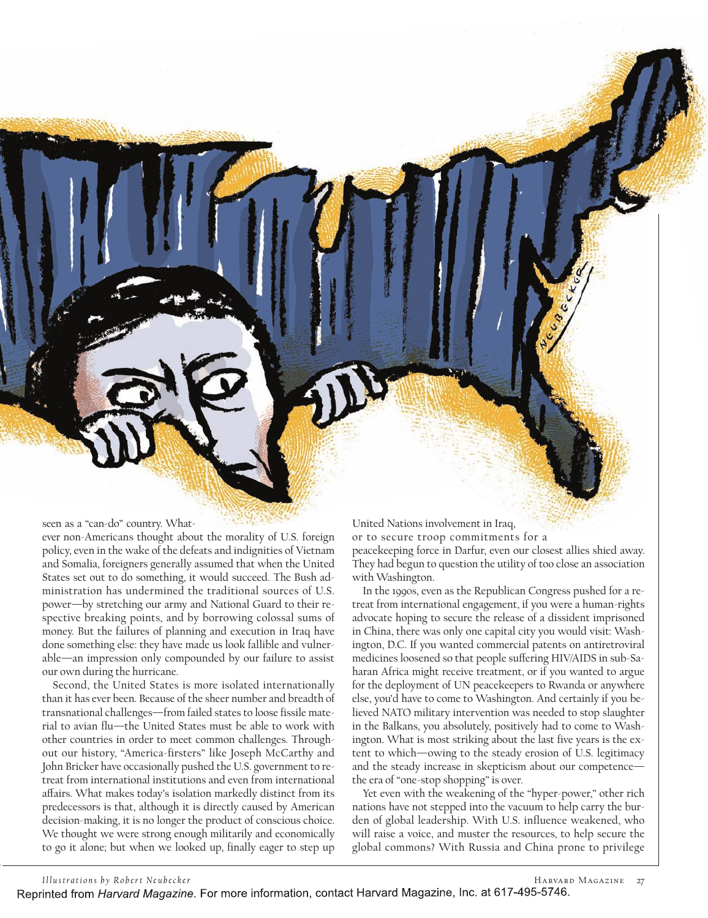seen as a "can-do" country. Whatever non-Americans thought about the morality of U.S. foreign policy, even in the wake of the defeats and indignities of Vietnam and Somalia, foreigners generally assumed that when the United States set out to do something, it would succeed. The Bush administration has undermined the traditional sources of U.S. power—by stretching our army and National Guard to their respective breaking points, and by borrowing colossal sums of money. But the failures of planning and execution in Iraq have done something else: they have made us look fallible and vulnerable—an impression only compounded by our failure to assist our own during the hurricane.

Second, the United States is more isolated internationally than it has ever been. Because of the sheer number and breadth of transnational challenges—from failed states to loose fissile material to avian flu—the United States must be able to work with other countries in order to meet common challenges. Throughout our history, "America-firsters" like Joseph McCarthy and John Bricker have occasionally pushed the U.S. government to retreat from international institutions and even from international affairs. What makes today's isolation markedly distinct from its predecessors is that, although it is directly caused by American decision-making, it is no longer the product of conscious choice. We thought we were strong enough militarily and economically to go it alone; but when we looked up, finally eager to step up United Nations involvement in Iraq, or to secure troop commitments for a peacekeeping force in Darfur, even our closest allies shied away. They had begun to question the utility of too close an association with Washington.

In the 1990s, even as the Republican Congress pushed for a retreat from international engagement, if you were a human-rights advocate hoping to secure the release of a dissident imprisoned in China, there was only one capital city you would visit: Washington, D.C. If you wanted commercial patents on antiretroviral medicines loosened so that people suffering HIV/AIDS in sub-Saharan Africa might receive treatment, or if you wanted to argue for the deployment of UN peacekeepers to Rwanda or anywhere else, you'd have to come to Washington. And certainly if you believed NATO military intervention was needed to stop slaughter in the Balkans, you absolutely, positively had to come to Washington. What is most striking about the last five years is the extent to which—owing to the steady erosion of U.S. legitimacy and the steady increase in skepticism about our competence—the era of "one-stop shopping" is over.

Yet even with the weakening of the "hyper-power," other rich nations have not stepped into the vacuum to help carry the burden of global leadership. With U.S. influence weakened, who will raise a voice, and muster the resources, to help secure the global commons? With Russia and China prone to privilege

*Illustrations by Robert Neubecker*

Reprinted from *Harvard Magazine*. For more information, contact Harvard Magazine, Inc. at 617-495-5746.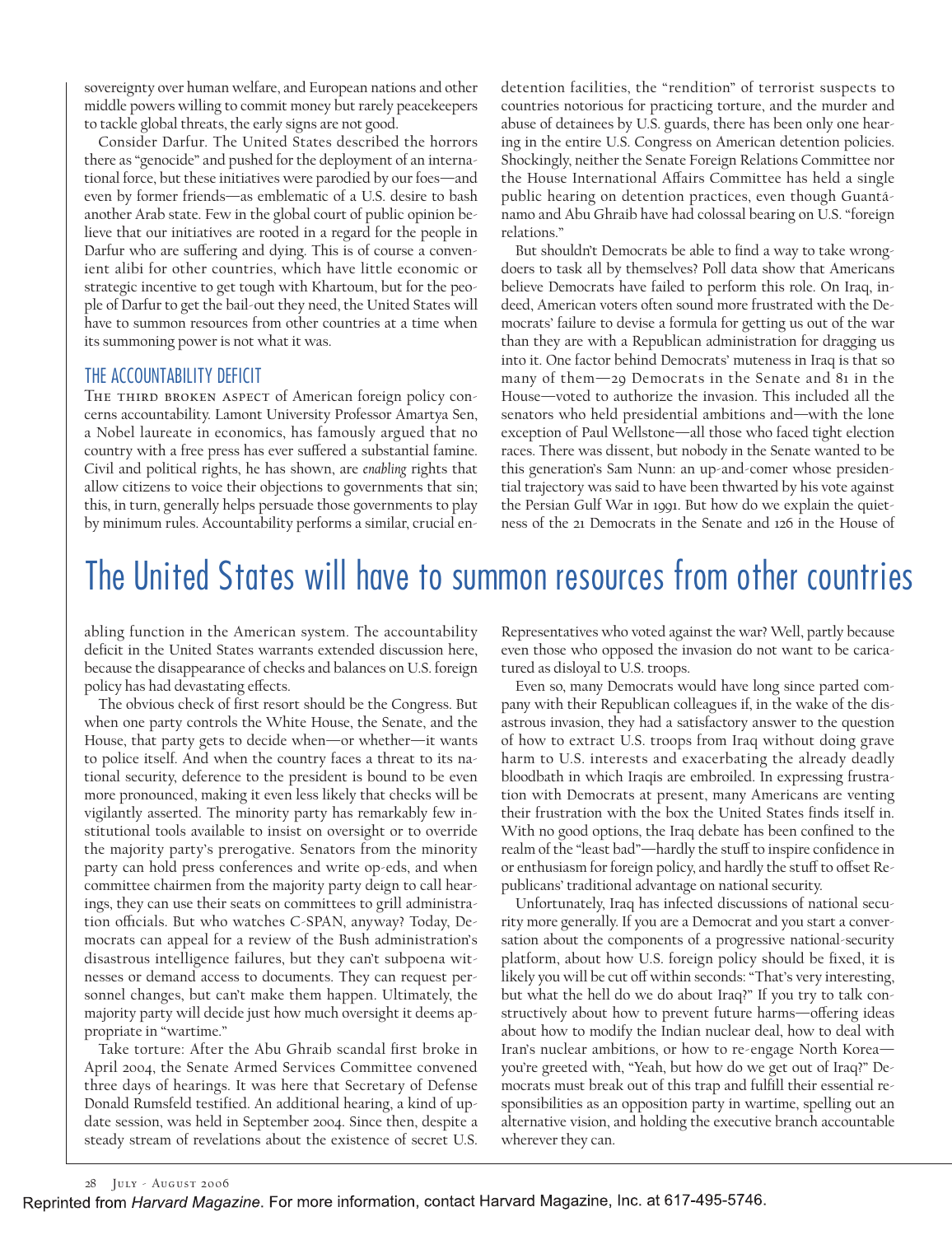sovereignty over human welfare, and European nations and other middle powers willing to commit money but rarely peacekeepers to tackle global threats, the early signs are not good.

Consider Darfur. The United States described the horrors there as "genocide" and pushed for the deployment of an international force, but these initiatives were parodied by our foes—and even by former friends—as emblematic of a U.S. desire to bash another Arab state. Few in the global court of public opinion believe that our initiatives are rooted in a regard for the people in Darfur who are suffering and dying. This is of course a convenient alibi for other countries, which have little economic or strategic incentive to get tough with Khartoum, but for the people of Darfur to get the bail-out they need, the United States will have to summon resources from other countries at a time when its summoning power is not what it was.

## THE ACCOUNTABILITY DEFICIT

The third broken aspect of American foreign policy concerns accountability. Lamont University Professor Amartya Sen, a Nobel laureate in economics, has famously argued that no country with a free press has ever suffered a substantial famine. Civil and political rights, he has shown, are *enabling* rights that allow citizens to voice their objections to governments that sin; this, in turn, generally helps persuade those governments to play by minimum rules. Accountability performs a similar, crucial enabling function in the American system. The accountability deficit in the United States warrants extended discussion here, because the disappearance of checks and balances on U.S. foreign policy has had devastating effects.

The obvious check of first resort should be the Congress. But when one party controls the White House, the Senate, and the House, that party gets to decide when—or whether—it wants to police itself. And when the country faces a threat to its national security, deference to the president is bound to be even more pronounced, making it even less likely that checks will be vigilantly asserted. The minority party has remarkably few institutional tools available to insist on oversight or to override the majority party's prerogative. Senators from the minority party can hold press conferences and write op-eds, and when committee chairmen from the majority party deign to call hearings, they can use their seats on committees to grill administration officials. But who watches C-SPAN, anyway? Today, Democrats can appeal for a review of the Bush administration's disastrous intelligence failures, but they can't subpoena witnesses or demand access to documents. They can request personnel changes, but can't make them happen. Ultimately, the majority party will decide just how much oversight it deems appropriate in "wartime."

Take torture: After the Abu Ghraib scandal first broke in April 2004, the Senate Armed Services Committee convened three days of hearings. It was here that Secretary of Defense Donald Rumsfeld testified. An additional hearing, a kind of update session, was held in September 2004. Since then, despite a steady stream of revelations about the existence of secret U.S. detention facilities, the "rendition" of terrorist suspects to countries notorious for practicing torture, and the murder and abuse of detainees by U.S. guards, there has been only one hearing in the entire U.S. Congress on American detention policies. Shockingly, neither the Senate Foreign Relations Committee nor the House International Affairs Committee has held a single public hearing on detention practices, even though Guantánamo and Abu Ghraib have had colossal bearing on U.S. "foreign relations."

But shouldn't Democrats be able to find a way to take wrongdoers to task all by themselves? Poll data show that Americans believe Democrats have failed to perform this role. On Iraq, indeed, American voters often sound more frustrated with the Democrats' failure to devise a formula for getting us out of the war than they are with a Republican administration for dragging us into it. One factor behind Democrats' muteness in Iraq is that so many of them—29 Democrats in the Senate and 81 in the House—voted to authorize the invasion. This included all the senators who held presidential ambitions and—with the lone exception of Paul Wellstone—all those who faced tight election races. There was dissent, but nobody in the Senate wanted to be this generation's Sam Nunn: an up-and-comer whose presidential trajectory was said to have been thwarted by his vote against the Persian Gulf War in 1991. But how do we explain the quietness of the 21 Democrats in the Senate and 126 in the House of Representatives who voted against the war? Well, partly because even those who opposed the invasion do not want to be caricatured as disloyal to U.S. troops.

Even so, many Democrats would have long since parted company with their Republican colleagues if, in the wake of the disastrous invasion, they had a satisfactory answer to the question of how to extract U.S. troops from Iraq without doing grave harm to U.S. interests and exacerbating the already deadly bloodbath in which Iraqis are embroiled. In expressing frustration with Democrats at present, many Americans are venting their frustration with the box the United States finds itself in. With no good options, the Iraq debate has been confined to the realm of the "least bad"—hardly the stuff to inspire confidence in or enthusiasm for foreign policy, and hardly the stuff to offset Republicans' traditional advantage on national security.

Unfortunately, Iraq has infected discussions of national security more generally. If you are a Democrat and you start a conversation about the components of a progressive national-security platform, about how U.S. foreign policy should be fixed, it is likely you will be cut off within seconds: "That's very interesting, but what the hell do we do about Iraq?" If you try to talk constructively about how to prevent future harms—offering ideas about how to modify the Indian nuclear deal, how to deal with Iran's nuclear ambitions, or how to re-engage North Korea—you're greeted with, "Yeah, but how do we get out of Iraq?" Democrats must break out of this trap and fulfill their essential responsibilities as an opposition party in wartime, spelling out an alternative vision, and holding the executive branch accountable wherever they can.

> The United States will have to summon resources from other countries

Reprinted from *Harvard Magazine*. For more information, contact Harvard Magazine, Inc. at 617-495-5746.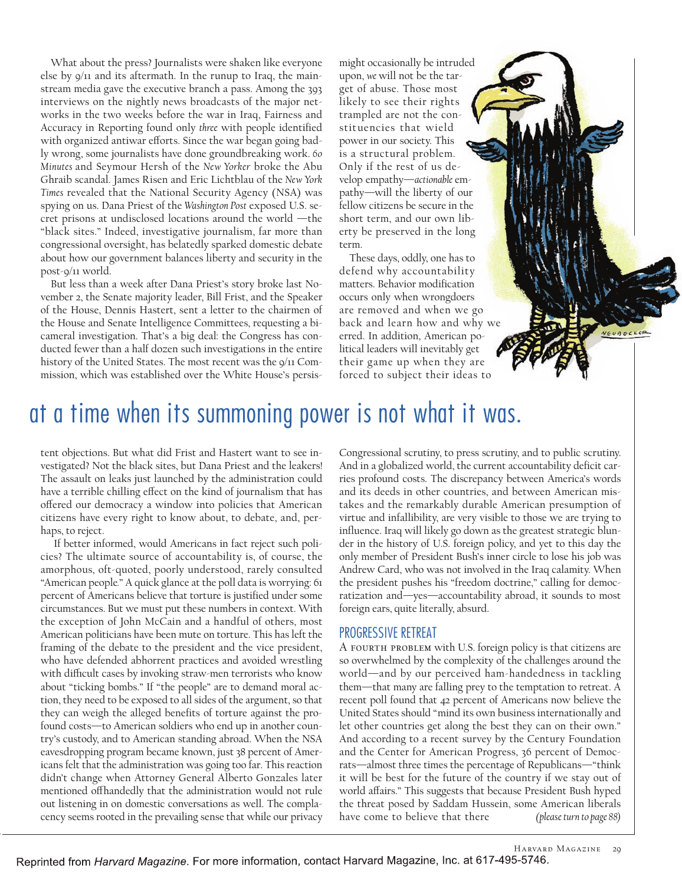What about the press? Journalists were shaken like everyone else by 9/11 and its aftermath. In the runup to Iraq, the mainstream media gave the executive branch a pass. Among the 393 interviews on the nightly news broadcasts of the major networks in the two weeks before the war in Iraq, Fairness and Accuracy in Reporting found only *three* with people identified with organized antiwar efforts. Since the war began going badly wrong, some journalists have done groundbreaking work. *60 Minutes* and Seymour Hersh of the *New Yorker* broke the Abu Ghraib scandal. James Risen and Eric Lichtblau of the *New York Times* revealed that the National Security Agency (NSA) was spying on us. Dana Priest of the *Washington Post* exposed U.S. secret prisons at undisclosed locations around the world —the "black sites." Indeed, investigative journalism, far more than congressional oversight, has belatedly sparked domestic debate about how our government balances liberty and security in the post-9/11 world.

But less than a week after Dana Priest's story broke last November 2, the Senate majority leader, Bill Frist, and the Speaker of the House, Dennis Hastert, sent a letter to the chairmen of the House and Senate Intelligence Committees, requesting a bicameral investigation. That's a big deal: the Congress has conducted fewer than a half dozen such investigations in the entire history of the United States. The most recent was the 9/11 Commission, which was established over the White House's persistent objections. But what did Frist and Hastert want to see investigated? Not the black sites, but Dana Priest and the leakers! The assault on leaks just launched by the administration could have a terrible chilling effect on the kind of journalism that has offered our democracy a window into policies that American citizens have every right to know about, to debate, and, perhaps, to reject.

at a time when its summoning power is not what it was.

If better informed, would Americans in fact reject such policies? The ultimate source of accountability is, of course, the amorphous, oft-quoted, poorly understood, rarely consulted "American people." A quick glance at the poll data is worrying: 61 percent of Americans believe that torture is justified under some circumstances. But we must put these numbers in context. With the exception of John McCain and a handful of others, most American politicians have been mute on torture. This has left the framing of the debate to the president and the vice president, who have defended abhorrent practices and avoided wrestling with difficult cases by invoking straw-men terrorists who know about "ticking bombs." If "the people" are to demand moral action, they need to be exposed to all sides of the argument, so that they can weigh the alleged benefits of torture against the profound costs—to American soldiers who end up in another country's custody, and to American standing abroad. When the NSA eavesdropping program became known, just 38 percent of Americans felt that the administration was going too far. This reaction didn't change when Attorney General Alberto Gonzales later mentioned offhandedly that the administration would not rule out listening in on domestic conversations as well. The complacency seems rooted in the prevailing sense that while our privacy might occasionally be intruded upon, *we* will not be the target of abuse. Those most likely to see their rights trampled are not the constituencies that wield power in our society. This is a structural problem. Only if the rest of us develop empathy—*actionable* empathy—will the liberty of our fellow citizens be secure in the short term, and our own liberty be preserved in the long term.

These days, oddly, one has to defend why accountability matters. Behavior modification occurs only when wrongdoers are removed and when we go back and learn how and why we erred. In addition, American political leaders will inevitably get their game up when they are forced to subject their ideas to Congressional scrutiny, to press scrutiny, and to public scrutiny. And in a globalized world, the current accountability deficit carries profound costs. The discrepancy between America's words and its deeds in other countries, and between American mistakes and the remarkably durable American presumption of virtue and infallibility, are very visible to those we are trying to influence. Iraq will likely go down as the greatest strategic blunder in the history of U.S. foreign policy, and yet to this day the only member of President Bush's inner circle to lose his job was Andrew Card, who was not involved in the Iraq calamity. When the president pushes his "freedom doctrine," calling for democratization and—yes—accountability abroad, it sounds to most foreign ears, quite literally, absurd.

## PROGRESSIVE RETREAT

A FOURTH PROBLEM with U.S. foreign policy is that citizens are so overwhelmed by the complexity of the challenges around the world—and by our perceived ham-handedness in tackling them—that many are falling prey to the temptation to retreat. A recent poll found that 42 percent of Americans now believe the United States should "mind its own business internationally and let other countries get along the best they can on their own." And according to a recent survey by the Century Foundation and the Center for American Progress, 36 percent of Democrats—almost three times the percentage of Republicans—"think it will be best for the future of the country if we stay out of world affairs." This suggests that because President Bush hyped the threat posed by Saddam Hussein, some American liberals have come to believe that there *(please turn to page 88)*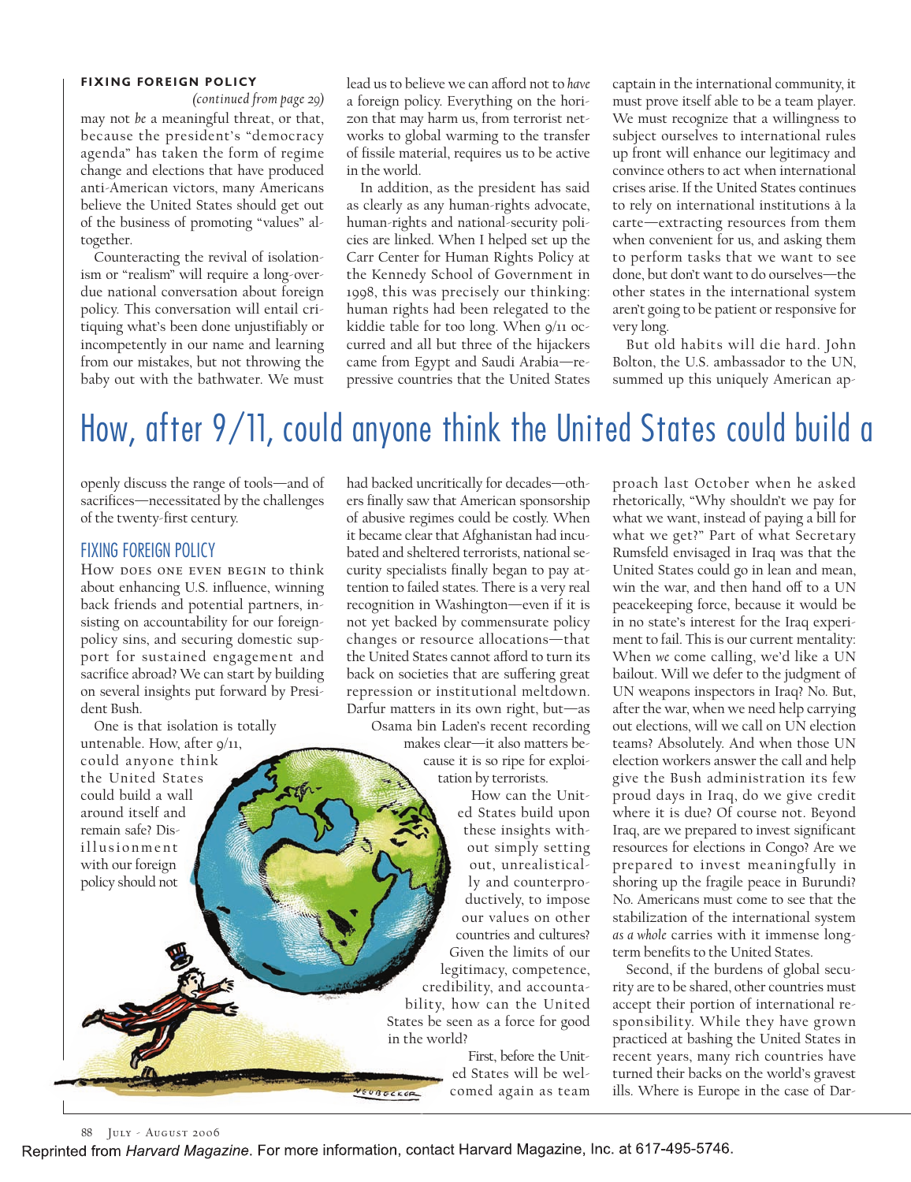**FIXING FOREIGN POLICY**

*(continued from page 29)*

may not *be* a meaningful threat, or that, because the president's "democracy agenda" has taken the form of regime change and elections that have produced anti-American victors, many Americans believe the United States should get out of the business of promoting "values" altogether.

Counteracting the revival of isolationism or "realism" will require a long-overdue national conversation about foreign policy. This conversation will entail critiquing what's been done unjustifiably or incompetently in our name and learning from our mistakes, but not throwing the baby out with the bathwater. We must openly discuss the range of tools—and of sacrifices—necessitated by the challenges of the twenty-first century.

## FIXING FOREIGN POLICY

How does one even begin to think about enhancing U.S. influence, winning back friends and potential partners, insisting on accountability for our foreign-policy sins, and securing domestic support for sustained engagement and sacrifice abroad? We can start by building on several insights put forward by President Bush.

One is that isolation is totally untenable. How, after 9/11, could anyone think the United States could build a wall around itself and remain safe? Disillusionment with our foreign policy should not lead us to believe we can afford not to *have* a foreign policy. Everything on the horizon that may harm us, from terrorist networks to global warming to the transfer of fissile material, requires us to be active in the world.

In addition, as the president has said as clearly as any human-rights advocate, human-rights and national-security policies are linked. When I helped set up the Carr Center for Human Rights Policy at the Kennedy School of Government in 1998, this was precisely our thinking: human rights had been relegated to the kiddie table for too long. When 9/11 occurred and all but three of the hijackers came from Egypt and Saudi Arabia—repressive countries that the United States had backed uncritically for decades—others finally saw that American sponsorship of abusive regimes could be costly. When it became clear that Afghanistan had incubated and sheltered terrorists, national security specialists finally began to pay attention to failed states. There is a very real recognition in Washington—even if it is not yet backed by commensurate policy changes or resource allocations—that the United States cannot afford to turn its back on societies that are suffering great repression or institutional meltdown. Darfur matters in its own right, but—as Osama bin Laden's recent recording makes clear—it also matters because it is so ripe for exploitation by terrorists.

How can the United States build upon these insights without simply setting out, unrealistically and counterproductively, to impose our values on other countries and cultures? Given the limits of our legitimacy, competence, credibility, and accountability, how can the United States be seen as a force for good in the world?

First, before the United States will be welcomed again as team captain in the international community, it must prove itself able to be a team player. We must recognize that a willingness to subject ourselves to international rules up front will enhance our legitimacy and convince others to act when international crises arise. If the United States continues to rely on international institutions à la carte—extracting resources from them when convenient for us, and asking them to perform tasks that we want to see done, but don't want to do ourselves—the other states in the international system aren't going to be patient or responsive for very long.

But old habits will die hard. John Bolton, the U.S. ambassador to the UN, summed up this uniquely American approach last October when he asked rhetorically, "Why shouldn't we pay for what we want, instead of paying a bill for what we get?" Part of what Secretary Rumsfeld envisaged in Iraq was that the United States could go in lean and mean, win the war, and then hand off to a UN peacekeeping force, because it would be in no state's interest for the Iraq experiment to fail. This is our current mentality: When *we* come calling, we'd like a UN bailout. Will we defer to the judgment of UN weapons inspectors in Iraq? No. But, after the war, when we need help carrying out elections, will we call on UN election teams? Absolutely. And when those UN election workers answer the call and help give the Bush administration its few proud days in Iraq, do we give credit where it is due? Of course not. Beyond Iraq, are we prepared to invest significant resources for elections in Congo? Are we prepared to invest meaningfully in shoring up the fragile peace in Burundi? No. Americans must come to see that the stabilization of the international system *as a whole* carries with it immense long-term benefits to the United States.

Second, if the burdens of global security are to be shared, other countries must accept their portion of international responsibility. While they have grown practiced at bashing the United States in recent years, many rich countries have turned their backs on the world's gravest ills. Where is Europe in the case of Dar-

> How, after 9/11, could anyone think the United States could build a

Reprinted from *Harvard Magazine*. For more information, contact Harvard Magazine, Inc. at 617-495-5746.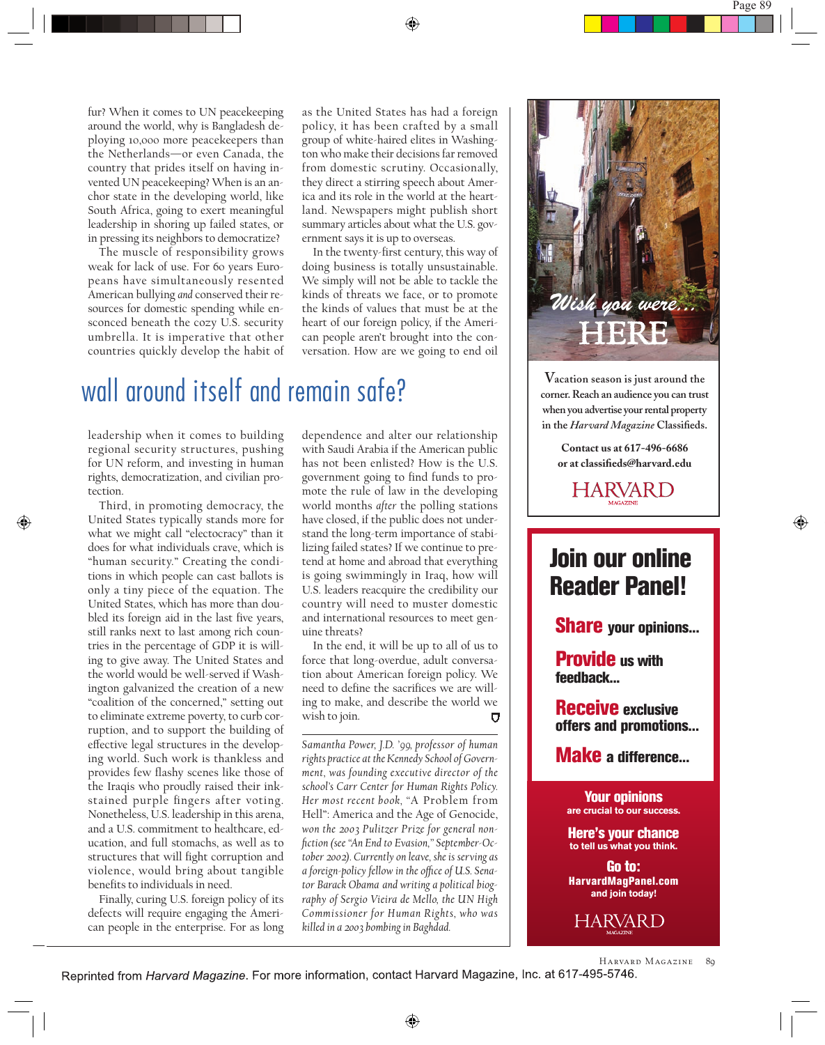fur? When it comes to UN peacekeeping around the world, why is Bangladesh deploying 10,000 more peacekeepers than the Netherlands—or even Canada, the country that prides itself on having invented UN peacekeeping? When is an anchor state in the developing world, like South Africa, going to exert meaningful leadership in shoring up failed states, or in pressing its neighbors to democratize?

The muscle of responsibility grows weak for lack of use. For 60 years Europeans have simultaneously resented American bullying *and* conserved their resources for domestic spending while ensconced beneath the cozy U.S. security umbrella. It is imperative that other countries quickly develop the habit of leadership when it comes to building regional security structures, pushing for UN reform, and investing in human rights, democratization, and civilian protection.

## wall around itself and remain safe?

Third, in promoting democracy, the United States typically stands more for what we might call "electocracy" than it does for what individuals crave, which is "human security." Creating the conditions in which people can cast ballots is only a tiny piece of the equation. The United States, which has more than doubled its foreign aid in the last five years, still ranks next to last among rich countries in the percentage of GDP it is willing to give away. The United States and the world would be well-served if Washington galvanized the creation of a new "coalition of the concerned," setting out to eliminate extreme poverty, to curb corruption, and to support the building of effective legal structures in the developing world. Such work is thankless and provides few flashy scenes like those of the Iraqis who proudly raised their ink-stained purple fingers after voting. Nonetheless, U.S. leadership in this arena, and a U.S. commitment to healthcare, education, and full stomachs, as well as to structures that will fight corruption and violence, would bring about tangible benefits to individuals in need.

Finally, curing U.S. foreign policy of its defects will require engaging the American people in the enterprise. For as long as the United States has had a foreign policy, it has been crafted by a small group of white-haired elites in Washington who make their decisions far removed from domestic scrutiny. Occasionally, they direct a stirring speech about America and its role in the world at the heartland. Newspapers might publish short summary articles about what the U.S. government says it is up to overseas.

In the twenty-first century, this way of doing business is totally unsustainable. We simply will not be able to tackle the kinds of threats we face, or to promote the kinds of values that must be at the heart of our foreign policy, if the American people aren't brought into the conversation. How are we going to end oil dependence and alter our relationship with Saudi Arabia if the American public has not been enlisted? How is the U.S. government going to find funds to promote the rule of law in the developing world months *after* the polling stations have closed, if the public does not understand the long-term importance of stabilizing failed states? If we continue to pretend at home and abroad that everything is going swimmingly in Iraq, how will U.S. leaders reacquire the credibility our country will need to muster domestic and international resources to meet genuine threats?

In the end, it will be up to all of us to force that long-overdue, adult conversation about American foreign policy. We need to define the sacrifices we are willing to make, and describe the world we wish to join.

---

*Samantha Power, J.D. '99, professor of human rights practice at the Kennedy School of Government, was founding executive director of the school's Carr Center for Human Rights Policy. Her most recent book,* "A Problem from Hell": America and the Age of Genocide, *won the 2003 Pulitzer Prize for general nonfiction (see "An End to Evasion," September-October 2002). Currently on leave, she is serving as a foreign-policy fellow in the office of U.S. Senator Barack Obama and writing a political biography of Sergio Vieira de Mello, the UN High Commissioner for Human Rights, who was killed in a 2003 bombing in Baghdad.*

---

Wish you were... HERE

Vacation season is just around the corner. Reach an audience you can trust when you advertise your rental property in the *Harvard Magazine* Classifieds.

**Contact us at 617-496-6686 or at classifieds@harvard.edu**

HARVARD MAGAZINE

---

**Join our online Reader Panel!**

**Share** your opinions...

**Provide** us with feedback...

**Receive** exclusive offers and promotions...

**Make** a difference...

**Your opinions** are crucial to our success.

**Here's your chance** to tell us what you think.

**Go to: HarvardMagPanel.com** and join today!

HARVARD MAGAZINE

---

Reprinted from *Harvard Magazine*. For more information, contact Harvard Magazine, Inc. at 617-495-5746.